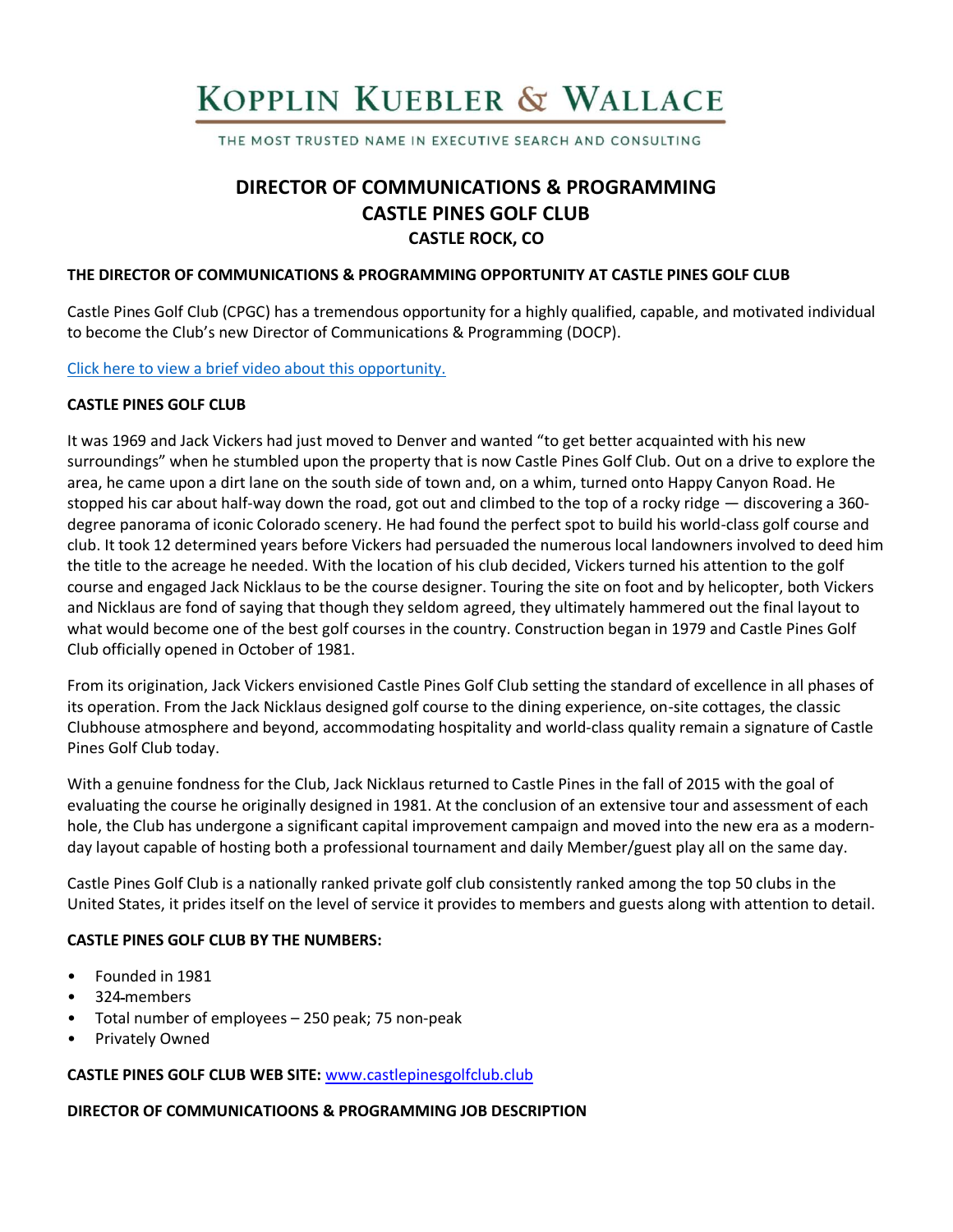# KOPPLIN KUEBLER & WALLACE

THE MOST TRUSTED NAME IN EXECUTIVE SEARCH AND CONSULTING

## DIRECTOR OF COMMUNICATIONS & PROGRAMMING
## CASTLE PINES GOLF CLUB
### CASTLE ROCK, CO

**THE DIRECTOR OF COMMUNICATIONS & PROGRAMMING OPPORTUNITY AT CASTLE PINES GOLF CLUB**

Castle Pines Golf Club (CPGC) has a tremendous opportunity for a highly qualified, capable, and motivated individual to become the Club's new Director of Communications & Programming (DOCP).

Click here to view a brief video about this opportunity.

**CASTLE PINES GOLF CLUB**

It was 1969 and Jack Vickers had just moved to Denver and wanted "to get better acquainted with his new surroundings" when he stumbled upon the property that is now Castle Pines Golf Club. Out on a drive to explore the area, he came upon a dirt lane on the south side of town and, on a whim, turned onto Happy Canyon Road. He stopped his car about half-way down the road, got out and climbed to the top of a rocky ridge — discovering a 360-degree panorama of iconic Colorado scenery. He had found the perfect spot to build his world-class golf course and club. It took 12 determined years before Vickers had persuaded the numerous local landowners involved to deed him the title to the acreage he needed. With the location of his club decided, Vickers turned his attention to the golf course and engaged Jack Nicklaus to be the course designer. Touring the site on foot and by helicopter, both Vickers and Nicklaus are fond of saying that though they seldom agreed, they ultimately hammered out the final layout to what would become one of the best golf courses in the country. Construction began in 1979 and Castle Pines Golf Club officially opened in October of 1981.

From its origination, Jack Vickers envisioned Castle Pines Golf Club setting the standard of excellence in all phases of its operation. From the Jack Nicklaus designed golf course to the dining experience, on-site cottages, the classic Clubhouse atmosphere and beyond, accommodating hospitality and world-class quality remain a signature of Castle Pines Golf Club today.

With a genuine fondness for the Club, Jack Nicklaus returned to Castle Pines in the fall of 2015 with the goal of evaluating the course he originally designed in 1981. At the conclusion of an extensive tour and assessment of each hole, the Club has undergone a significant capital improvement campaign and moved into the new era as a modern-day layout capable of hosting both a professional tournament and daily Member/guest play all on the same day.

Castle Pines Golf Club is a nationally ranked private golf club consistently ranked among the top 50 clubs in the United States, it prides itself on the level of service it provides to members and guests along with attention to detail.

**CASTLE PINES GOLF CLUB BY THE NUMBERS:**

- Founded in 1981
- 324 members
- Total number of employees – 250 peak; 75 non-peak
- Privately Owned

**CASTLE PINES GOLF CLUB WEB SITE:** www.castlepinesgolfclub.club

**DIRECTOR OF COMMUNICATIOONS & PROGRAMMING JOB DESCRIPTION**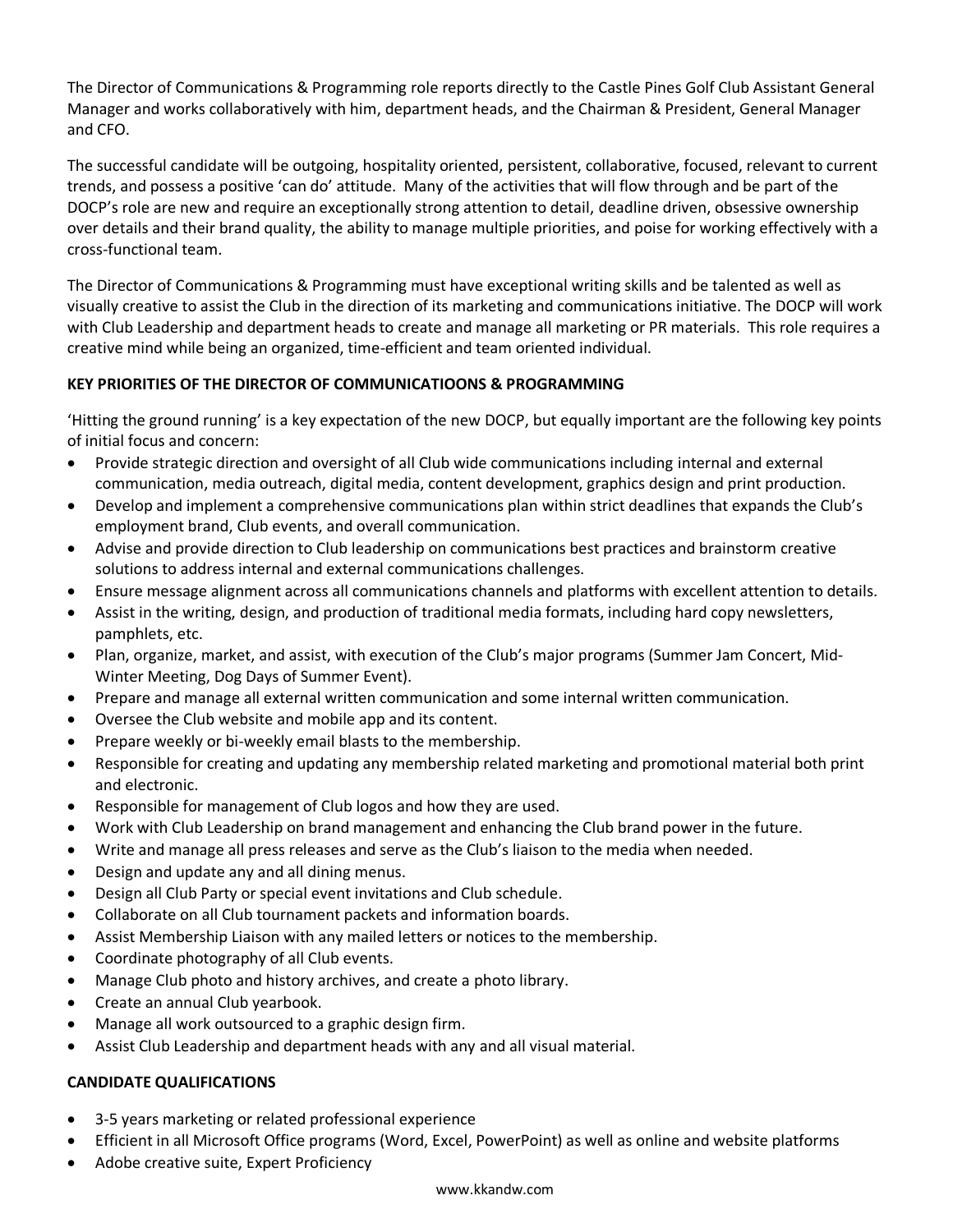The Director of Communications & Programming role reports directly to the Castle Pines Golf Club Assistant General Manager and works collaboratively with him, department heads, and the Chairman & President, General Manager and CFO.

The successful candidate will be outgoing, hospitality oriented, persistent, collaborative, focused, relevant to current trends, and possess a positive 'can do' attitude. Many of the activities that will flow through and be part of the DOCP's role are new and require an exceptionally strong attention to detail, deadline driven, obsessive ownership over details and their brand quality, the ability to manage multiple priorities, and poise for working effectively with a cross-functional team.

The Director of Communications & Programming must have exceptional writing skills and be talented as well as visually creative to assist the Club in the direction of its marketing and communications initiative. The DOCP will work with Club Leadership and department heads to create and manage all marketing or PR materials. This role requires a creative mind while being an organized, time-efficient and team oriented individual.

**KEY PRIORITIES OF THE DIRECTOR OF COMMUNICATIOONS & PROGRAMMING**

'Hitting the ground running' is a key expectation of the new DOCP, but equally important are the following key points of initial focus and concern:

- Provide strategic direction and oversight of all Club wide communications including internal and external communication, media outreach, digital media, content development, graphics design and print production.
- Develop and implement a comprehensive communications plan within strict deadlines that expands the Club's employment brand, Club events, and overall communication.
- Advise and provide direction to Club leadership on communications best practices and brainstorm creative solutions to address internal and external communications challenges.
- Ensure message alignment across all communications channels and platforms with excellent attention to details.
- Assist in the writing, design, and production of traditional media formats, including hard copy newsletters, pamphlets, etc.
- Plan, organize, market, and assist, with execution of the Club's major programs (Summer Jam Concert, Mid-Winter Meeting, Dog Days of Summer Event).
- Prepare and manage all external written communication and some internal written communication.
- Oversee the Club website and mobile app and its content.
- Prepare weekly or bi-weekly email blasts to the membership.
- Responsible for creating and updating any membership related marketing and promotional material both print and electronic.
- Responsible for management of Club logos and how they are used.
- Work with Club Leadership on brand management and enhancing the Club brand power in the future.
- Write and manage all press releases and serve as the Club's liaison to the media when needed.
- Design and update any and all dining menus.
- Design all Club Party or special event invitations and Club schedule.
- Collaborate on all Club tournament packets and information boards.
- Assist Membership Liaison with any mailed letters or notices to the membership.
- Coordinate photography of all Club events.
- Manage Club photo and history archives, and create a photo library.
- Create an annual Club yearbook.
- Manage all work outsourced to a graphic design firm.
- Assist Club Leadership and department heads with any and all visual material.

**CANDIDATE QUALIFICATIONS**

- 3-5 years marketing or related professional experience
- Efficient in all Microsoft Office programs (Word, Excel, PowerPoint) as well as online and website platforms
- Adobe creative suite, Expert Proficiency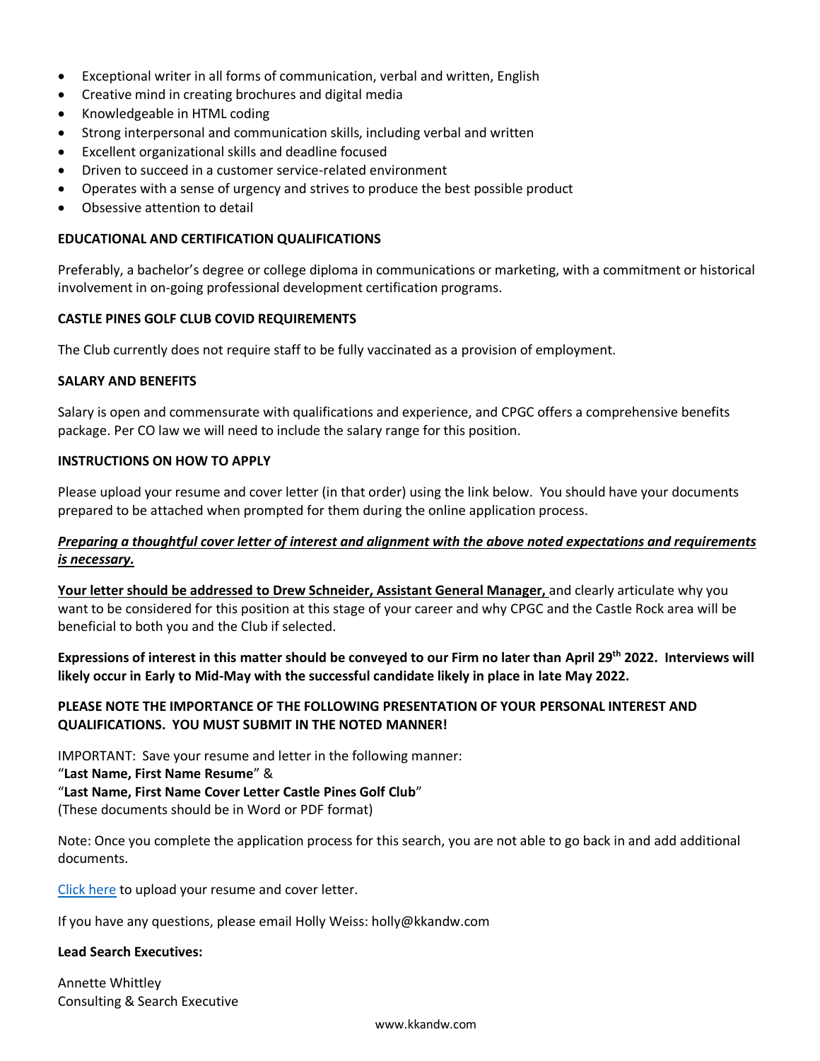- Exceptional writer in all forms of communication, verbal and written, English
- Creative mind in creating brochures and digital media
- Knowledgeable in HTML coding
- Strong interpersonal and communication skills, including verbal and written
- Excellent organizational skills and deadline focused
- Driven to succeed in a customer service-related environment
- Operates with a sense of urgency and strives to produce the best possible product
- Obsessive attention to detail

**EDUCATIONAL AND CERTIFICATION QUALIFICATIONS**

Preferably, a bachelor's degree or college diploma in communications or marketing, with a commitment or historical involvement in on-going professional development certification programs.

**CASTLE PINES GOLF CLUB COVID REQUIREMENTS**

The Club currently does not require staff to be fully vaccinated as a provision of employment.

**SALARY AND BENEFITS**

Salary is open and commensurate with qualifications and experience, and CPGC offers a comprehensive benefits package. Per CO law we will need to include the salary range for this position.

**INSTRUCTIONS ON HOW TO APPLY**

Please upload your resume and cover letter (in that order) using the link below. You should have your documents prepared to be attached when prompted for them during the online application process.

***Preparing a thoughtful cover letter of interest and alignment with the above noted expectations and requirements is necessary.***

**Your letter should be addressed to Drew Schneider, Assistant General Manager,** and clearly articulate why you want to be considered for this position at this stage of your career and why CPGC and the Castle Rock area will be beneficial to both you and the Club if selected.

**Expressions of interest in this matter should be conveyed to our Firm no later than April 29th 2022. Interviews will likely occur in Early to Mid-May with the successful candidate likely in place in late May 2022.**

**PLEASE NOTE THE IMPORTANCE OF THE FOLLOWING PRESENTATION OF YOUR PERSONAL INTEREST AND QUALIFICATIONS. YOU MUST SUBMIT IN THE NOTED MANNER!**

IMPORTANT: Save your resume and letter in the following manner:
"**Last Name, First Name Resume**" &
"**Last Name, First Name Cover Letter Castle Pines Golf Club**"
(These documents should be in Word or PDF format)

Note: Once you complete the application process for this search, you are not able to go back in and add additional documents.

Click here to upload your resume and cover letter.

If you have any questions, please email Holly Weiss: holly@kkandw.com

**Lead Search Executives:**

Annette Whittley
Consulting & Search Executive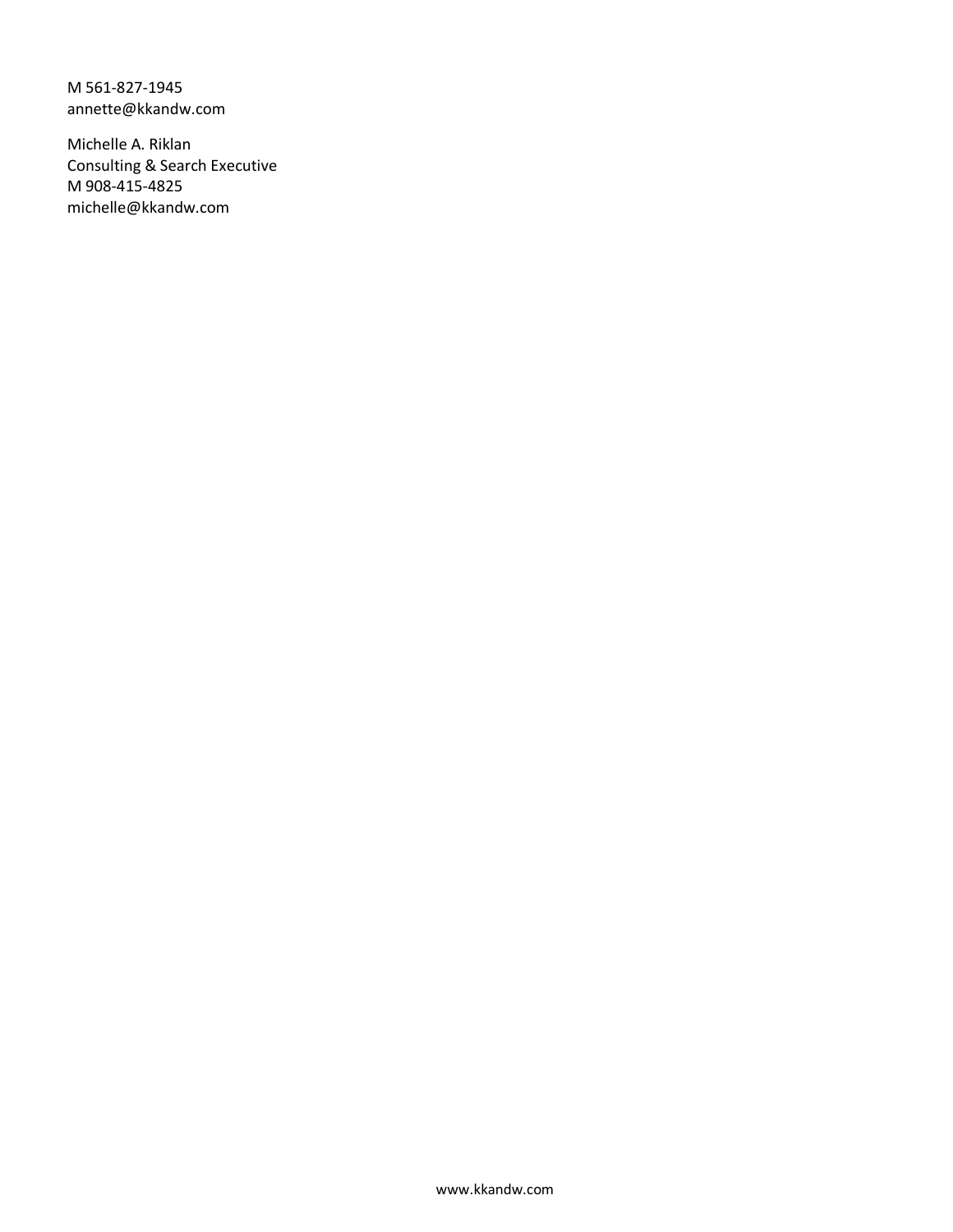M 561-827-1945
annette@kkandw.com

Michelle A. Riklan
Consulting & Search Executive
M 908-415-4825
michelle@kkandw.com

www.kkandw.com